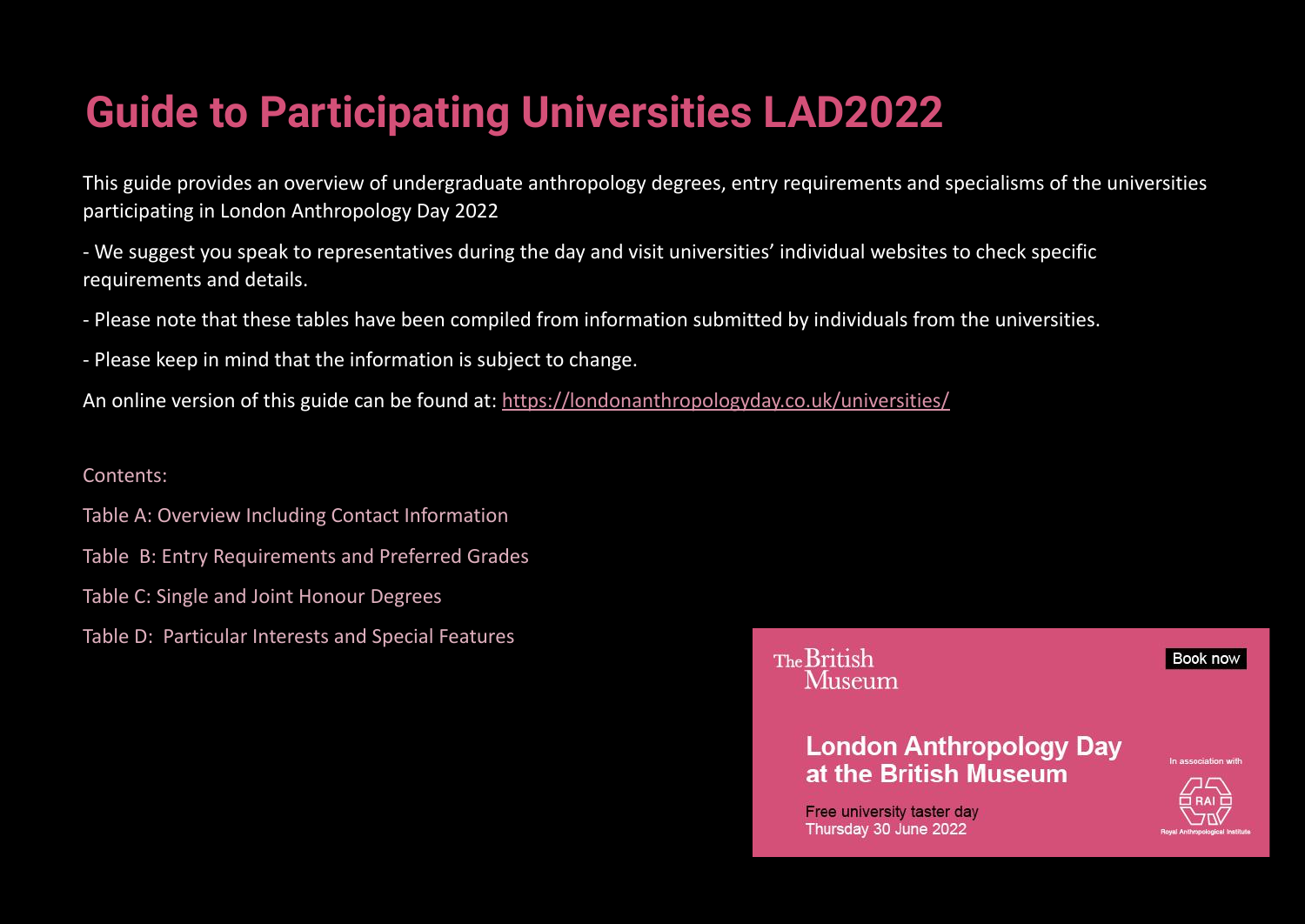# Guide to Participating Universities LAD2022

This guide provides an overview of undergraduate anthropology degrees, entry requirements and specialisms of the universities participating in London Anthropology Day 2022

- We suggest you speak to representatives during the day and visit universities' individual websites to check specific requirements and details.

- Please note that these tables have been compiled from information submitted by individuals from the universities.

- Please keep in mind that the information is subject to change.

An online version of this guide can be found at: https://londonanthropologyday.co.uk/universities/

Contents:

Table A: Overview Including Contact Information

Table B: Entry Requirements and Preferred Grades

Table C: Single and Joint Honour Degrees

Table D: Particular Interests and Special Features

The British Museum

Book now

**London Anthropology Day at the British Museum**

Free university taster day
Thursday 30 June 2022

In association with

RAI

Royal Anthropological Institute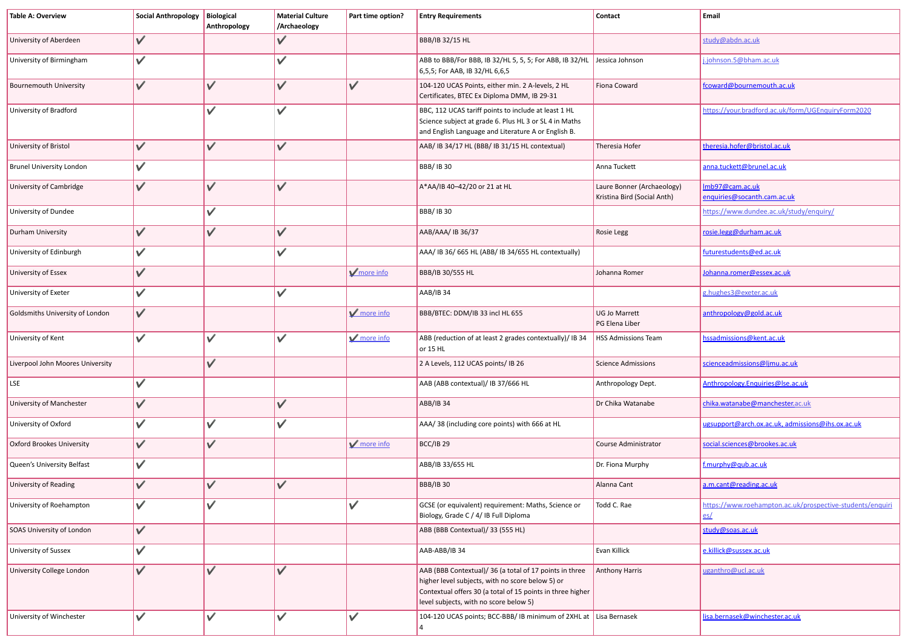| Table A: Overview | Social Anthropology | Biological Anthropology | Material Culture /Archaeology | Part time option? | Entry Requirements | Contact | Email |
|---|---|---|---|---|---|---|---|
| University of Aberdeen | ✔ | | ✔ | | BBB/IB 32/15 HL | | study@abdn.ac.uk |
| University of Birmingham | ✔ | | ✔ | | ABB to BBB/For BBB, IB 32/HL 5, 5, 5; For ABB, IB 32/HL 6,5,5; For AAB, IB 32/HL 6,6,5 | Jessica Johnson | j.johnson.5@bham.ac.uk |
| Bournemouth University | ✔ | ✔ | ✔ | ✔ | 104-120 UCAS Points, either min. 2 A-levels, 2 HL Certificates, BTEC Ex Diploma DMM, IB 29-31 | Fiona Coward | fcoward@bournemouth.ac.uk |
| University of Bradford | | ✔ | ✔ | | BBC, 112 UCAS tariff points to include at least 1 HL Science subject at grade 6. Plus HL 3 or SL 4 in Maths and English Language and Literature A or English B. | | https://your.bradford.ac.uk/form/UGEnquiryForm2020 |
| University of Bristol | ✔ | ✔ | ✔ | | AAB/ IB 34/17 HL (BBB/ IB 31/15 HL contextual) | Theresia Hofer | theresia.hofer@bristol.ac.uk |
| Brunel University London | ✔ | | | | BBB/ IB 30 | Anna Tuckett | anna.tuckett@brunel.ac.uk |
| University of Cambridge | ✔ | ✔ | ✔ | | A*AA/IB 40–42/20 or 21 at HL | Laure Bonner (Archaeology) Kristina Bird (Social Anth) | lmb97@cam.ac.uk enquiries@socanth.cam.ac.uk |
| University of Dundee | | ✔ | | | BBB/ IB 30 | | https://www.dundee.ac.uk/study/enquiry/ |
| Durham University | ✔ | ✔ | ✔ | | AAB/AAA/ IB 36/37 | Rosie Legg | rosie.legg@durham.ac.uk |
| University of Edinburgh | ✔ | | ✔ | | AAA/ IB 36/ 665 HL (ABB/ IB 34/655 HL contextually) | | futurestudents@ed.ac.uk |
| University of Essex | ✔ | | | ✔ more info | BBB/IB 30/555 HL | Johanna Romer | Johanna.romer@essex.ac.uk |
| University of Exeter | ✔ | | ✔ | | AAB/IB 34 | | g.hughes3@exeter.ac.uk |
| Goldsmiths University of London | ✔ | | | ✔ more info | BBB/BTEC: DDM/IB 33 incl HL 655 | UG Jo Marrett PG Elena Liber | anthropology@gold.ac.uk |
| University of Kent | ✔ | ✔ | ✔ | ✔ more info | ABB (reduction of at least 2 grades contextually)/ IB 34 or 15 HL | HSS Admissions Team | hssadmissions@kent.ac.uk |
| Liverpool John Moores University | | ✔ | | | 2 A Levels, 112 UCAS points/ IB 26 | Science Admissions | scienceadmissions@ljmu.ac.uk |
| LSE | ✔ | | | | AAB (ABB contextual)/ IB 37/666 HL | Anthropology Dept. | Anthropology.Enquiries@lse.ac.uk |
| University of Manchester | ✔ | | ✔ | | ABB/IB 34 | Dr Chika Watanabe | chika.watanabe@manchester.ac.uk |
| University of Oxford | ✔ | ✔ | ✔ | | AAA/ 38 (including core points) with 666 at HL | | ugsupport@arch.ox.ac.uk, admissions@ihs.ox.ac.uk |
| Oxford Brookes University | ✔ | ✔ | | ✔ more info | BCC/IB 29 | Course Administrator | social.sciences@brookes.ac.uk |
| Queen's University Belfast | ✔ | | | | ABB/IB 33/655 HL | Dr. Fiona Murphy | f.murphy@qub.ac.uk |
| University of Reading | ✔ | ✔ | ✔ | | BBB/IB 30 | Alanna Cant | a.m.cant@reading.ac.uk |
| University of Roehampton | ✔ | ✔ | | ✔ | GCSE (or equivalent) requirement: Maths, Science or Biology, Grade C / 4/ IB Full Diploma | Todd C. Rae | https://www.roehampton.ac.uk/prospective-students/enquiries/ |
| SOAS University of London | ✔ | | | | ABB (BBB Contextual)/ 33 (555 HL) | | study@soas.ac.uk |
| University of Sussex | ✔ | | | | AAB-ABB/IB 34 | Evan Killick | e.killick@sussex.ac.uk |
| University College London | ✔ | ✔ | ✔ | | AAB (BBB Contextual)/ 36 (a total of 17 points in three higher level subjects, with no score below 5) or Contextual offers 30 (a total of 15 points in three higher level subjects, with no score below 5) | Anthony Harris | uganthro@ucl.ac.uk |
| University of Winchester | ✔ | ✔ | ✔ | ✔ | 104-120 UCAS points; BCC-BBB/ IB minimum of 2XHL at 4 | Lisa Bernasek | lisa.bernasek@winchester.ac.uk |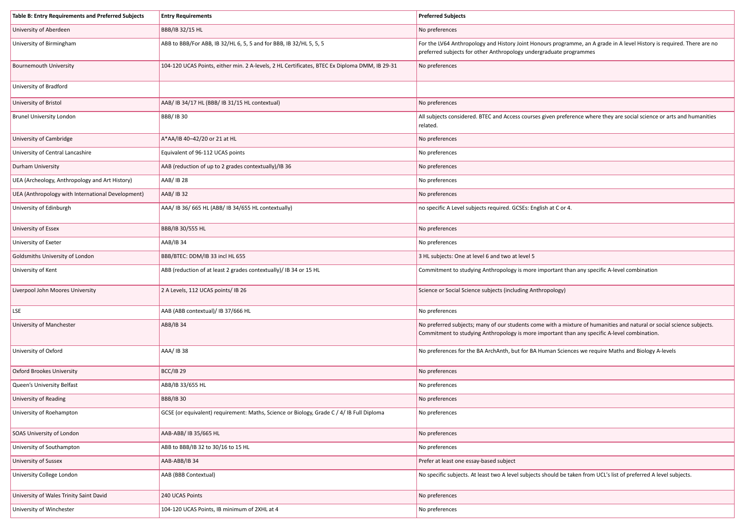| Table B: Entry Requirements and Preferred Subjects | Entry Requirements | Preferred Subjects |
|---|---|---|
| University of Aberdeen | BBB/IB 32/15 HL | No preferences |
| University of Birmingham | ABB to BBB/For ABB, IB 32/HL 6, 5, 5 and for BBB, IB 32/HL 5, 5, 5 | For the LV64 Anthropology and History Joint Honours programme, an A grade in A level History is required. There are no preferred subjects for other Anthropology undergraduate programmes |
| Bournemouth University | 104-120 UCAS Points, either min. 2 A-levels, 2 HL Certificates, BTEC Ex Diploma DMM, IB 29-31 | No preferences |
| University of Bradford | | |
| University of Bristol | AAB/ IB 34/17 HL (BBB/ IB 31/15 HL contextual) | No preferences |
| Brunel University London | BBB/ IB 30 | All subjects considered. BTEC and Access courses given preference where they are social science or arts and humanities related. |
| University of Cambridge | A*AA/IB 40–42/20 or 21 at HL | No preferences |
| University of Central Lancashire | Equivalent of 96-112 UCAS points | No preferences |
| Durham University | AAB (reduction of up to 2 grades contextually)/IB 36 | No preferences |
| UEA (Archeology, Anthropology and Art History) | AAB/ IB 28 | No preferences |
| UEA (Anthropology with International Development) | AAB/ IB 32 | No preferences |
| University of Edinburgh | AAA/ IB 36/ 665 HL (ABB/ IB 34/655 HL contextually) | no specific A Level subjects required. GCSEs: English at C or 4. |
| University of Essex | BBB/IB 30/555 HL | No preferences |
| University of Exeter | AAB/IB 34 | No preferences |
| Goldsmiths University of London | BBB/BTEC: DDM/IB 33 incl HL 655 | 3 HL subjects: One at level 6 and two at level 5 |
| University of Kent | ABB (reduction of at least 2 grades contextually)/ IB 34 or 15 HL | Commitment to studying Anthropology is more important than any specific A-level combination |
| Liverpool John Moores University | 2 A Levels, 112 UCAS points/ IB 26 | Science or Social Science subjects (including Anthropology) |
| LSE | AAB (ABB contextual)/ IB 37/666 HL | No preferences |
| University of Manchester | ABB/IB 34 | No preferred subjects; many of our students come with a mixture of humanities and natural or social science subjects. Commitment to studying Anthropology is more important than any specific A-level combination. |
| University of Oxford | AAA/ IB 38 | No preferences for the BA ArchAnth, but for BA Human Sciences we require Maths and Biology A-levels |
| Oxford Brookes University | BCC/IB 29 | No preferences |
| Queen's University Belfast | ABB/IB 33/655 HL | No preferences |
| University of Reading | BBB/IB 30 | No preferences |
| University of Roehampton | GCSE (or equivalent) requirement: Maths, Science or Biology, Grade C / 4/ IB Full Diploma | No preferences |
| SOAS University of London | AAB-ABB/ IB 35/665 HL | No preferences |
| University of Southampton | ABB to BBB/IB 32 to 30/16 to 15 HL | No preferences |
| University of Sussex | AAB-ABB/IB 34 | Prefer at least one essay-based subject |
| University College London | AAB (BBB Contextual) | No specific subjects. At least two A level subjects should be taken from UCL's list of preferred A level subjects. |
| University of Wales Trinity Saint David | 240 UCAS Points | No preferences |
| University of Winchester | 104-120 UCAS Points, IB minimum of 2XHL at 4 | No preferences |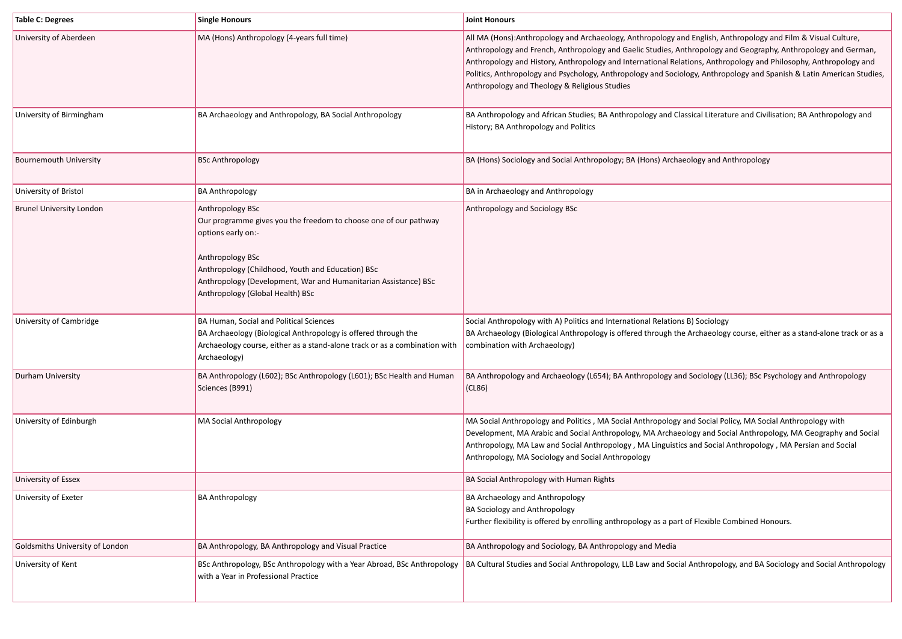| Table C: Degrees | Single Honours | Joint Honours |
|---|---|---|
| University of Aberdeen | MA (Hons) Anthropology (4-years full time) | All MA (Hons):Anthropology and Archaeology, Anthropology and English, Anthropology and Film & Visual Culture, Anthropology and French, Anthropology and Gaelic Studies, Anthropology and Geography, Anthropology and German, Anthropology and History, Anthropology and International Relations, Anthropology and Philosophy, Anthropology and Politics, Anthropology and Psychology, Anthropology and Sociology, Anthropology and Spanish & Latin American Studies, Anthropology and Theology & Religious Studies |
| University of Birmingham | BA Archaeology and Anthropology, BA Social Anthropology | BA Anthropology and African Studies; BA Anthropology and Classical Literature and Civilisation; BA Anthropology and History; BA Anthropology and Politics |
| Bournemouth University | BSc Anthropology | BA (Hons) Sociology and Social Anthropology; BA (Hons) Archaeology and Anthropology |
| University of Bristol | BA Anthropology | BA in Archaeology and Anthropology |
| Brunel University London | Anthropology BSc<br>Our programme gives you the freedom to choose one of our pathway options early on:-<br><br>Anthropology BSc<br>Anthropology (Childhood, Youth and Education) BSc<br>Anthropology (Development, War and Humanitarian Assistance) BSc<br>Anthropology (Global Health) BSc | Anthropology and Sociology BSc |
| University of Cambridge | BA Human, Social and Political Sciences<br>BA Archaeology (Biological Anthropology is offered through the Archaeology course, either as a stand-alone track or as a combination with Archaeology) | Social Anthropology with A) Politics and International Relations B) Sociology<br>BA Archaeology (Biological Anthropology is offered through the Archaeology course, either as a stand-alone track or as a combination with Archaeology) |
| Durham University | BA Anthropology (L602); BSc Anthropology (L601); BSc Health and Human Sciences (B991) | BA Anthropology and Archaeology (L654); BA Anthropology and Sociology (LL36); BSc Psychology and Anthropology (CL86) |
| University of Edinburgh | MA Social Anthropology | MA Social Anthropology and Politics , MA Social Anthropology and Social Policy, MA Social Anthropology with Development, MA Arabic and Social Anthropology, MA Archaeology and Social Anthropology, MA Geography and Social Anthropology, MA Law and Social Anthropology , MA Linguistics and Social Anthropology , MA Persian and Social Anthropology, MA Sociology and Social Anthropology |
| University of Essex | | BA Social Anthropology with Human Rights |
| University of Exeter | BA Anthropology | BA Archaeology and Anthropology<br>BA Sociology and Anthropology<br>Further flexibility is offered by enrolling anthropology as a part of Flexible Combined Honours. |
| Goldsmiths University of London | BA Anthropology, BA Anthropology and Visual Practice | BA Anthropology and Sociology, BA Anthropology and Media |
| University of Kent | BSc Anthropology, BSc Anthropology with a Year Abroad, BSc Anthropology with a Year in Professional Practice | BA Cultural Studies and Social Anthropology, LLB Law and Social Anthropology, and BA Sociology and Social Anthropology |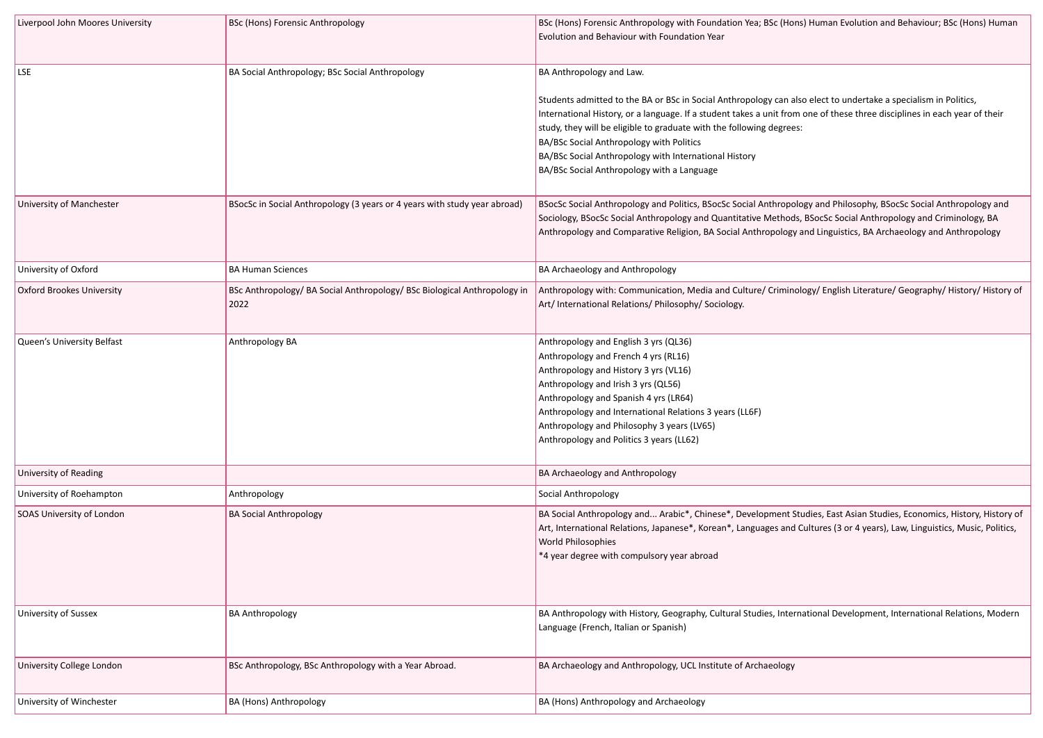| | | |
|---|---|---|
| Liverpool John Moores University | BSc (Hons) Forensic Anthropology | BSc (Hons) Forensic Anthropology with Foundation Yea; BSc (Hons) Human Evolution and Behaviour; BSc (Hons) Human Evolution and Behaviour with Foundation Year |
| LSE | BA Social Anthropology; BSc Social Anthropology | BA Anthropology and Law.<br><br>Students admitted to the BA or BSc in Social Anthropology can also elect to undertake a specialism in Politics, International History, or a language. If a student takes a unit from one of these three disciplines in each year of their study, they will be eligible to graduate with the following degrees:<br>BA/BSc Social Anthropology with Politics<br>BA/BSc Social Anthropology with International History<br>BA/BSc Social Anthropology with a Language |
| University of Manchester | BSocSc in Social Anthropology (3 years or 4 years with study year abroad) | BSocSc Social Anthropology and Politics, BSocSc Social Anthropology and Philosophy, BSocSc Social Anthropology and Sociology, BSocSc Social Anthropology and Quantitative Methods, BSocSc Social Anthropology and Criminology, BA Anthropology and Comparative Religion, BA Social Anthropology and Linguistics, BA Archaeology and Anthropology |
| University of Oxford | BA Human Sciences | BA Archaeology and Anthropology |
| Oxford Brookes University | BSc Anthropology/ BA Social Anthropology/ BSc Biological Anthropology in 2022 | Anthropology with: Communication, Media and Culture/ Criminology/ English Literature/ Geography/ History/ History of Art/ International Relations/ Philosophy/ Sociology. |
| Queen's University Belfast | Anthropology BA | Anthropology and English 3 yrs (QL36)<br>Anthropology and French 4 yrs (RL16)<br>Anthropology and History 3 yrs (VL16)<br>Anthropology and Irish 3 yrs (QL56)<br>Anthropology and Spanish 4 yrs (LR64)<br>Anthropology and International Relations 3 years (LL6F)<br>Anthropology and Philosophy 3 years (LV65)<br>Anthropology and Politics 3 years (LL62) |
| University of Reading | | BA Archaeology and Anthropology |
| University of Roehampton | Anthropology | Social Anthropology |
| SOAS University of London | BA Social Anthropology | BA Social Anthropology and... Arabic*, Chinese*, Development Studies, East Asian Studies, Economics, History, History of Art, International Relations, Japanese*, Korean*, Languages and Cultures (3 or 4 years), Law, Linguistics, Music, Politics, World Philosophies<br>*4 year degree with compulsory year abroad |
| University of Sussex | BA Anthropology | BA Anthropology with History, Geography, Cultural Studies, International Development, International Relations, Modern Language (French, Italian or Spanish) |
| University College London | BSc Anthropology, BSc Anthropology with a Year Abroad. | BA Archaeology and Anthropology, UCL Institute of Archaeology |
| University of Winchester | BA (Hons) Anthropology | BA (Hons) Anthropology and Archaeology |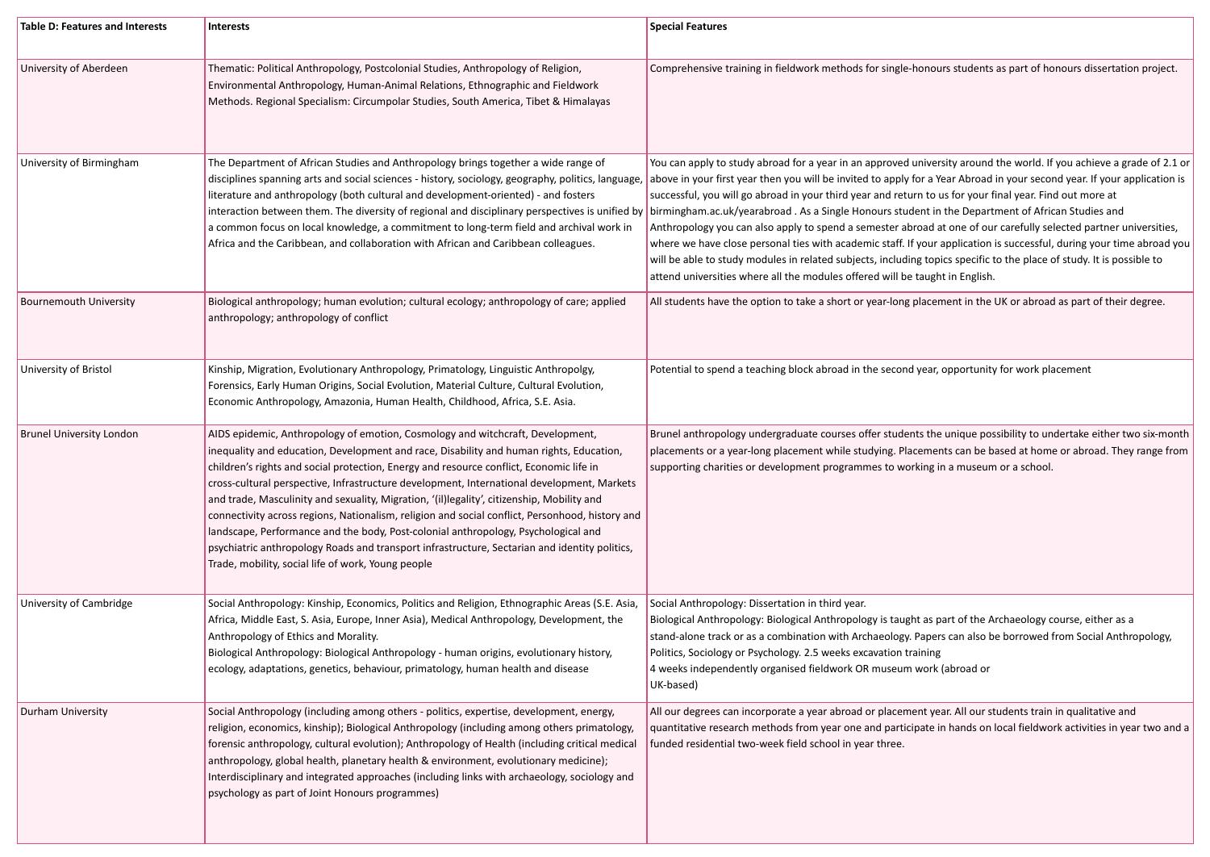| Table D: Features and Interests | Interests | Special Features |
|---|---|---|
| University of Aberdeen | Thematic: Political Anthropology, Postcolonial Studies, Anthropology of Religion, Environmental Anthropology, Human-Animal Relations, Ethnographic and Fieldwork Methods. Regional Specialism: Circumpolar Studies, South America, Tibet & Himalayas | Comprehensive training in fieldwork methods for single-honours students as part of honours dissertation project. |
| University of Birmingham | The Department of African Studies and Anthropology brings together a wide range of disciplines spanning arts and social sciences - history, sociology, geography, politics, language, literature and anthropology (both cultural and development-oriented) - and fosters interaction between them. The diversity of regional and disciplinary perspectives is unified by a common focus on local knowledge, a commitment to long-term field and archival work in Africa and the Caribbean, and collaboration with African and Caribbean colleagues. | You can apply to study abroad for a year in an approved university around the world. If you achieve a grade of 2.1 or above in your first year then you will be invited to apply for a Year Abroad in your second year. If your application is successful, you will go abroad in your third year and return to us for your final year. Find out more at birmingham.ac.uk/yearabroad . As a Single Honours student in the Department of African Studies and Anthropology you can also apply to spend a semester abroad at one of our carefully selected partner universities, where we have close personal ties with academic staff. If your application is successful, during your time abroad you will be able to study modules in related subjects, including topics specific to the place of study. It is possible to attend universities where all the modules offered will be taught in English. |
| Bournemouth University | Biological anthropology; human evolution; cultural ecology; anthropology of care; applied anthropology; anthropology of conflict | All students have the option to take a short or year-long placement in the UK or abroad as part of their degree. |
| University of Bristol | Kinship, Migration, Evolutionary Anthropology, Primatology, Linguistic Anthropolgy, Forensics, Early Human Origins, Social Evolution, Material Culture, Cultural Evolution, Economic Anthropology, Amazonia, Human Health, Childhood, Africa, S.E. Asia. | Potential to spend a teaching block abroad in the second year, opportunity for work placement |
| Brunel University London | AIDS epidemic, Anthropology of emotion, Cosmology and witchcraft, Development, inequality and education, Development and race, Disability and human rights, Education, children's rights and social protection, Energy and resource conflict, Economic life in cross-cultural perspective, Infrastructure development, International development, Markets and trade, Masculinity and sexuality, Migration, '(il)legality', citizenship, Mobility and connectivity across regions, Nationalism, religion and social conflict, Personhood, history and landscape, Performance and the body, Post-colonial anthropology, Psychological and psychiatric anthropology Roads and transport infrastructure, Sectarian and identity politics, Trade, mobility, social life of work, Young people | Brunel anthropology undergraduate courses offer students the unique possibility to undertake either two six-month placements or a year-long placement while studying. Placements can be based at home or abroad. They range from supporting charities or development programmes to working in a museum or a school. |
| University of Cambridge | Social Anthropology: Kinship, Economics, Politics and Religion, Ethnographic Areas (S.E. Asia, Africa, Middle East, S. Asia, Europe, Inner Asia), Medical Anthropology, Development, the Anthropology of Ethics and Morality.<br>Biological Anthropology: Biological Anthropology - human origins, evolutionary history, ecology, adaptations, genetics, behaviour, primatology, human health and disease | Social Anthropology: Dissertation in third year.<br>Biological Anthropology: Biological Anthropology is taught as part of the Archaeology course, either as a stand-alone track or as a combination with Archaeology. Papers can also be borrowed from Social Anthropology, Politics, Sociology or Psychology. 2.5 weeks excavation training<br>4 weeks independently organised fieldwork OR museum work (abroad or UK-based) |
| Durham University | Social Anthropology (including among others - politics, expertise, development, energy, religion, economics, kinship); Biological Anthropology (including among others primatology, forensic anthropology, cultural evolution); Anthropology of Health (including critical medical anthropology, global health, planetary health & environment, evolutionary medicine); Interdisciplinary and integrated approaches (including links with archaeology, sociology and psychology as part of Joint Honours programmes) | All our degrees can incorporate a year abroad or placement year. All our students train in qualitative and quantitative research methods from year one and participate in hands on local fieldwork activities in year two and a funded residential two-week field school in year three. |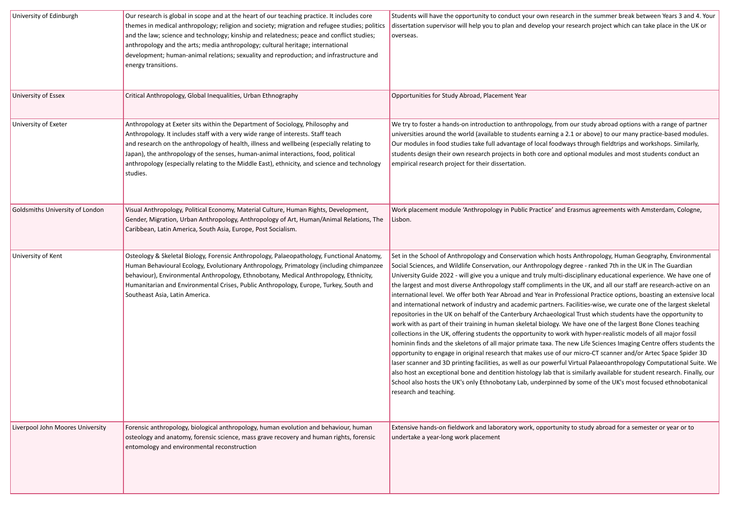| | | |
|---|---|---|
| University of Edinburgh | Our research is global in scope and at the heart of our teaching practice. It includes core themes in medical anthropology; religion and society; migration and refugee studies; politics and the law; science and technology; kinship and relatedness; peace and conflict studies; anthropology and the arts; media anthropology; cultural heritage; international development; human-animal relations; sexuality and reproduction; and infrastructure and energy transitions. | Students will have the opportunity to conduct your own research in the summer break between Years 3 and 4. Your dissertation supervisor will help you to plan and develop your research project which can take place in the UK or overseas. |
| University of Essex | Critical Anthropology, Global Inequalities, Urban Ethnography | Opportunities for Study Abroad, Placement Year |
| University of Exeter | Anthropology at Exeter sits within the Department of Sociology, Philosophy and Anthropology. It includes staff with a very wide range of interests. Staff teach and research on the anthropology of health, illness and wellbeing (especially relating to Japan), the anthropology of the senses, human-animal interactions, food, political anthropology (especially relating to the Middle East), ethnicity, and science and technology studies. | We try to foster a hands-on introduction to anthropology, from our study abroad options with a range of partner universities around the world (available to students earning a 2.1 or above) to our many practice-based modules. Our modules in food studies take full advantage of local foodways through fieldtrips and workshops. Similarly, students design their own research projects in both core and optional modules and most students conduct an empirical research project for their dissertation. |
| Goldsmiths University of London | Visual Anthropology, Political Economy, Material Culture, Human Rights, Development, Gender, Migration, Urban Anthropology, Anthropology of Art, Human/Animal Relations, The Caribbean, Latin America, South Asia, Europe, Post Socialism. | Work placement module 'Anthropology in Public Practice' and Erasmus agreements with Amsterdam, Cologne, Lisbon. |
| University of Kent | Osteology & Skeletal Biology, Forensic Anthropology, Palaeopathology, Functional Anatomy, Human Behavioural Ecology, Evolutionary Anthropology, Primatology (including chimpanzee behaviour), Environmental Anthropology, Ethnobotany, Medical Anthropology, Ethnicity, Humanitarian and Environmental Crises, Public Anthropology, Europe, Turkey, South and Southeast Asia, Latin America. | Set in the School of Anthropology and Conservation which hosts Anthropology, Human Geography, Environmental Social Sciences, and Wildlife Conservation, our Anthropology degree - ranked 7th in the UK in The Guardian University Guide 2022 - will give you a unique and truly multi-disciplinary educational experience. We have one of the largest and most diverse Anthropology staff compliments in the UK, and all our staff are research-active on an international level. We offer both Year Abroad and Year in Professional Practice options, boasting an extensive local and international network of industry and academic partners. Facilities-wise, we curate one of the largest skeletal repositories in the UK on behalf of the Canterbury Archaeological Trust which students have the opportunity to work with as part of their training in human skeletal biology. We have one of the largest Bone Clones teaching collections in the UK, offering students the opportunity to work with hyper-realistic models of all major fossil hominin finds and the skeletons of all major primate taxa. The new Life Sciences Imaging Centre offers students the opportunity to engage in original research that makes use of our micro-CT scanner and/or Artec Space Spider 3D laser scanner and 3D printing facilities, as well as our powerful Virtual Palaeoanthropology Computational Suite. We also host an exceptional bone and dentition histology lab that is similarly available for student research. Finally, our School also hosts the UK's only Ethnobotany Lab, underpinned by some of the UK's most focused ethnobotanical research and teaching. |
| Liverpool John Moores University | Forensic anthropology, biological anthropology, human evolution and behaviour, human osteology and anatomy, forensic science, mass grave recovery and human rights, forensic entomology and environmental reconstruction | Extensive hands-on fieldwork and laboratory work, opportunity to study abroad for a semester or year or to undertake a year-long work placement |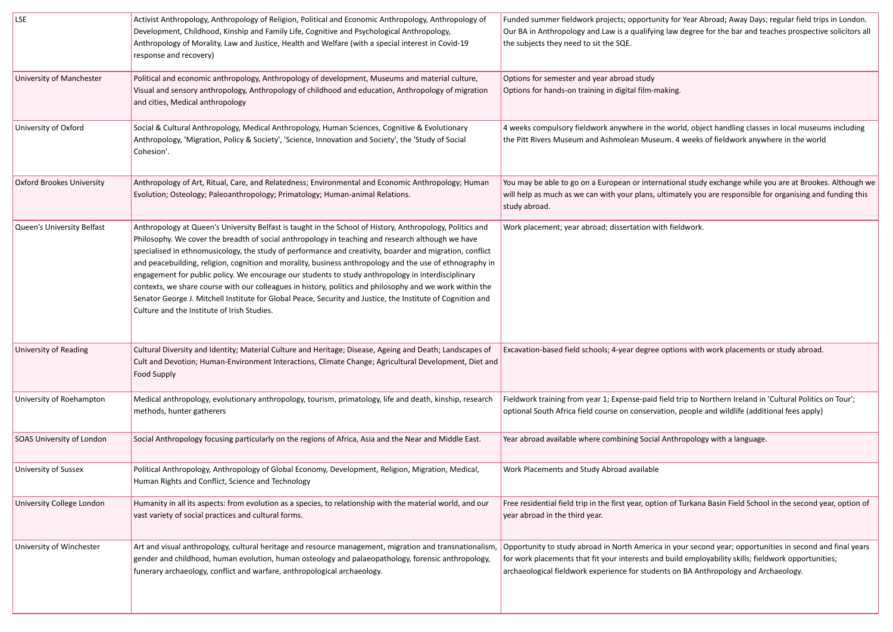| | | |
|---|---|---|
| LSE | Activist Anthropology, Anthropology of Religion, Political and Economic Anthropology, Anthropology of Development, Childhood, Kinship and Family Life, Cognitive and Psychological Anthropology, Anthropology of Morality, Law and Justice, Health and Welfare (with a special interest in Covid-19 response and recovery) | Funded summer fieldwork projects; opportunity for Year Abroad; Away Days; regular field trips in London. Our BA in Anthropology and Law is a qualifying law degree for the bar and teaches prospective solicitors all the subjects they need to sit the SQE. |
| University of Manchester | Political and economic anthropology, Anthropology of development, Museums and material culture, Visual and sensory anthropology, Anthropology of childhood and education, Anthropology of migration and cities, Medical anthropology | Options for semester and year abroad study<br>Options for hands-on training in digital film-making. |
| University of Oxford | Social & Cultural Anthropology, Medical Anthropology, Human Sciences, Cognitive & Evolutionary Anthropology, 'Migration, Policy & Society', 'Science, Innovation and Society', the 'Study of Social Cohesion'. | 4 weeks compulsory fieldwork anywhere in the world, object handling classes in local museums including the Pitt Rivers Museum and Ashmolean Museum. 4 weeks of fieldwork anywhere in the world |
| Oxford Brookes University | Anthropology of Art, Ritual, Care, and Relatedness; Environmental and Economic Anthropology; Human Evolution; Osteology; Paleoanthropology; Primatology; Human-animal Relations. | You may be able to go on a European or international study exchange while you are at Brookes. Although we will help as much as we can with your plans, ultimately you are responsible for organising and funding this study abroad. |
| Queen's University Belfast | Anthropology at Queen's University Belfast is taught in the School of History, Anthropology, Politics and Philosophy. We cover the breadth of social anthropology in teaching and research although we have specialised in ethnomusicology, the study of performance and creativity, boarder and migration, conflict and peacebuilding, religion, cognition and morality, business anthropology and the use of ethnography in engagement for public policy. We encourage our students to study anthropology in interdisciplinary contexts, we share course with our colleagues in history, politics and philosophy and we work within the Senator George J. Mitchell Institute for Global Peace, Security and Justice, the Institute of Cognition and Culture and the Institute of Irish Studies. | Work placement; year abroad; dissertation with fieldwork. |
| University of Reading | Cultural Diversity and Identity; Material Culture and Heritage; Disease, Ageing and Death; Landscapes of Cult and Devotion; Human-Environment Interactions, Climate Change; Agricultural Development, Diet and Food Supply | Excavation-based field schools; 4-year degree options with work placements or study abroad. |
| University of Roehampton | Medical anthropology, evolutionary anthropology, tourism, primatology, life and death, kinship, research methods, hunter gatherers | Fieldwork training from year 1; Expense-paid field trip to Northern Ireland in 'Cultural Politics on Tour'; optional South Africa field course on conservation, people and wildlife (additional fees apply) |
| SOAS University of London | Social Anthropology focusing particularly on the regions of Africa, Asia and the Near and Middle East. | Year abroad available where combining Social Anthropology with a language. |
| University of Sussex | Political Anthropology, Anthropology of Global Economy, Development, Religion, Migration, Medical, Human Rights and Conflict, Science and Technology | Work Placements and Study Abroad available |
| University College London | Humanity in all its aspects: from evolution as a species, to relationship with the material world, and our vast variety of social practices and cultural forms. | Free residential field trip in the first year, option of Turkana Basin Field School in the second year, option of year abroad in the third year. |
| University of Winchester | Art and visual anthropology, cultural heritage and resource management, migration and transnationalism, gender and childhood, human evolution, human osteology and palaeopathology, forensic anthropology, funerary archaeology, conflict and warfare, anthropological archaeology. | Opportunity to study abroad in North America in your second year; opportunities in second and final years for work placements that fit your interests and build employability skills; fieldwork opportunities; archaeological fieldwork experience for students on BA Anthropology and Archaeology. |